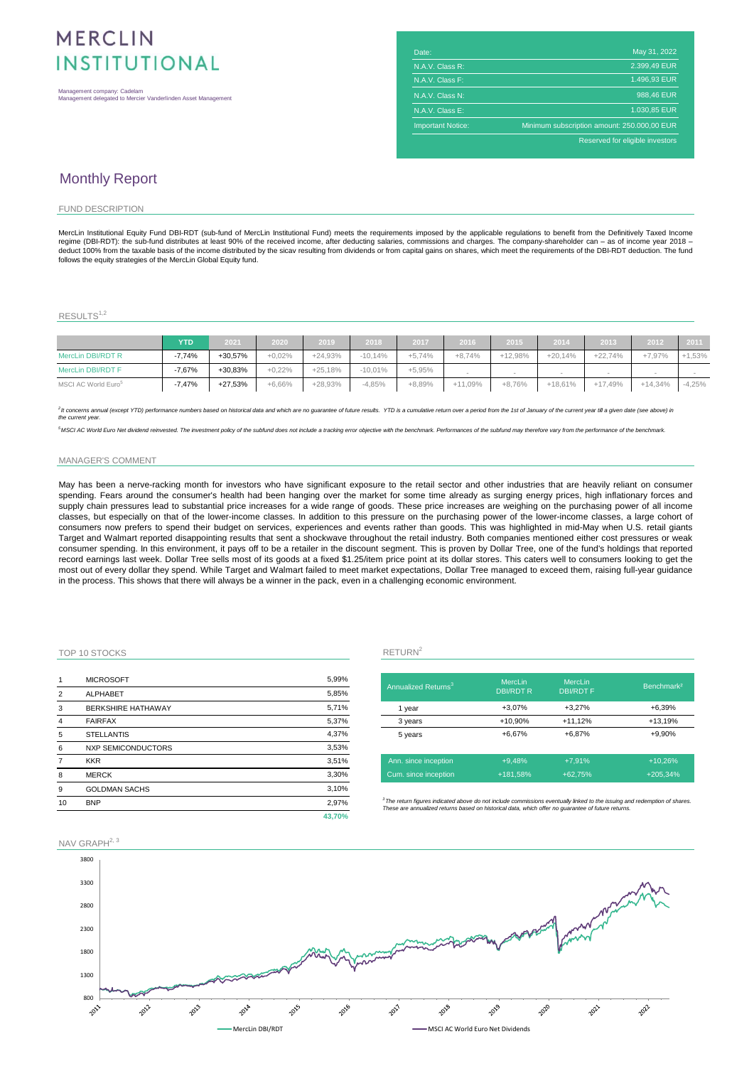# MERCLIN INSTITUTIONAL

Management company: Cadelam
Management delegated to Mercier Vanderlinden Asset Management

| | |
|---|---|
| Date: | May 31, 2022 |
| N.A.V. Class R: | 2.399,49 EUR |
| N.A.V. Class F: | 1.496,93 EUR |
| N.A.V. Class N: | 988,46 EUR |
| N.A.V. Class E: | 1.030,85 EUR |
| Important Notice: | Minimum subscription amount: 250.000,00 EUR |
| | Reserved for eligible investors |

# Monthly Report

## FUND DESCRIPTION

MercLin Institutional Equity Fund DBI-RDT (sub-fund of MercLin Institutional Fund) meets the requirements imposed by the applicable regulations to benefit from the Definitively Taxed Income regime (DBI-RDT): the sub-fund distributes at least 90% of the received income, after deducting salaries, commissions and charges. The company-shareholder can – as of income year 2018 – deduct 100% from the taxable basis of the income distributed by the sicav resulting from dividends or from capital gains on shares, which meet the requirements of the DBI-RDT deduction. The fund follows the equity strategies of the MercLin Global Equity fund.

## RESULTS[1,2]

| | YTD | 2021 | 2020 | 2019 | 2018 | 2017 | 2016 | 2015 | 2014 | 2013 | 2012 | 2011 |
|---|---|---|---|---|---|---|---|---|---|---|---|---|
| MercLin DBI/RDT R | -7,74% | +30,57% | +0,02% | +24,93% | -10,14% | +5,74% | +8,74% | +12,98% | +20,14% | +22,74% | +7,97% | +1,53% |
| MercLin DBI/RDT F | -7,67% | +30,83% | +0,22% | +25,18% | -10,01% | +5,95% | - | - | - | - | - | - |
| MSCI AC World Euro[5] | -7,47% | +27,53% | +6,66% | +28,93% | -4,85% | +8,89% | +11,09% | +8,76% | +18,61% | +17,49% | +14,34% | -4,25% |

*[2]It concerns annual (except YTD) performance numbers based on historical data and which are no guarantee of future results. YTD is a cumulative return over a period from the 1st of January of the current year till a given date (see above) in the current year.*

*[5]MSCI AC World Euro Net dividend reinvested. The investment policy of the subfund does not include a tracking error objective with the benchmark. Performances of the subfund may therefore vary from the performance of the benchmark.*

## MANAGER'S COMMENT

May has been a nerve-racking month for investors who have significant exposure to the retail sector and other industries that are heavily reliant on consumer spending. Fears around the consumer's health had been hanging over the market for some time already as surging energy prices, high inflationary forces and supply chain pressures lead to substantial price increases for a wide range of goods. These price increases are weighing on the purchasing power of all income classes, but especially on that of the lower-income classes. In addition to this pressure on the purchasing power of the lower-income classes, a large cohort of consumers now prefers to spend their budget on services, experiences and events rather than goods. This was highlighted in mid-May when U.S. retail giants Target and Walmart reported disappointing results that sent a shockwave throughout the retail industry. Both companies mentioned either cost pressures or weak consumer spending. In this environment, it pays off to be a retailer in the discount segment. This is proven by Dollar Tree, one of the fund's holdings that reported record earnings last week. Dollar Tree sells most of its goods at a fixed $1.25/item price point at its dollar stores. This caters well to consumers looking to get the most out of every dollar they spend. While Target and Walmart failed to meet market expectations, Dollar Tree managed to exceed them, raising full-year guidance in the process. This shows that there will always be a winner in the pack, even in a challenging economic environment.

## TOP 10 STOCKS

| | | |
|---|---|---|
| 1 | MICROSOFT | 5,99% |
| 2 | ALPHABET | 5,85% |
| 3 | BERKSHIRE HATHAWAY | 5,71% |
| 4 | FAIRFAX | 5,37% |
| 5 | STELLANTIS | 4,37% |
| 6 | NXP SEMICONDUCTORS | 3,53% |
| 7 | KKR | 3,51% |
| 8 | MERCK | 3,30% |
| 9 | GOLDMAN SACHS | 3,10% |
| 10 | BNP | 2,97% |
| | | **43,70%** |

## RETURN[2]

| Annualized Returns[3] | MercLin DBI/RDT R | MercLin DBI/RDT F | Benchmark[4] |
|---|---|---|---|
| 1 year | +3,07% | +3,27% | +6,39% |
| 3 years | +10,90% | +11,12% | +13,19% |
| 5 years | +6,67% | +6,87% | +9,90% |
| Ann. since inception | +9,48% | +7,91% | +10,26% |
| Cum. since inception | +181,58% | +62,75% | +205,34% |

*[3]The return figures indicated above do not include commissions eventually linked to the issuing and redemption of shares. These are annualized returns based on historical data, which offer no guarantee of future returns.*

## NAV GRAPH[2, 3]

MercLin DBI/RDT — MSCI AC World Euro Net Dividends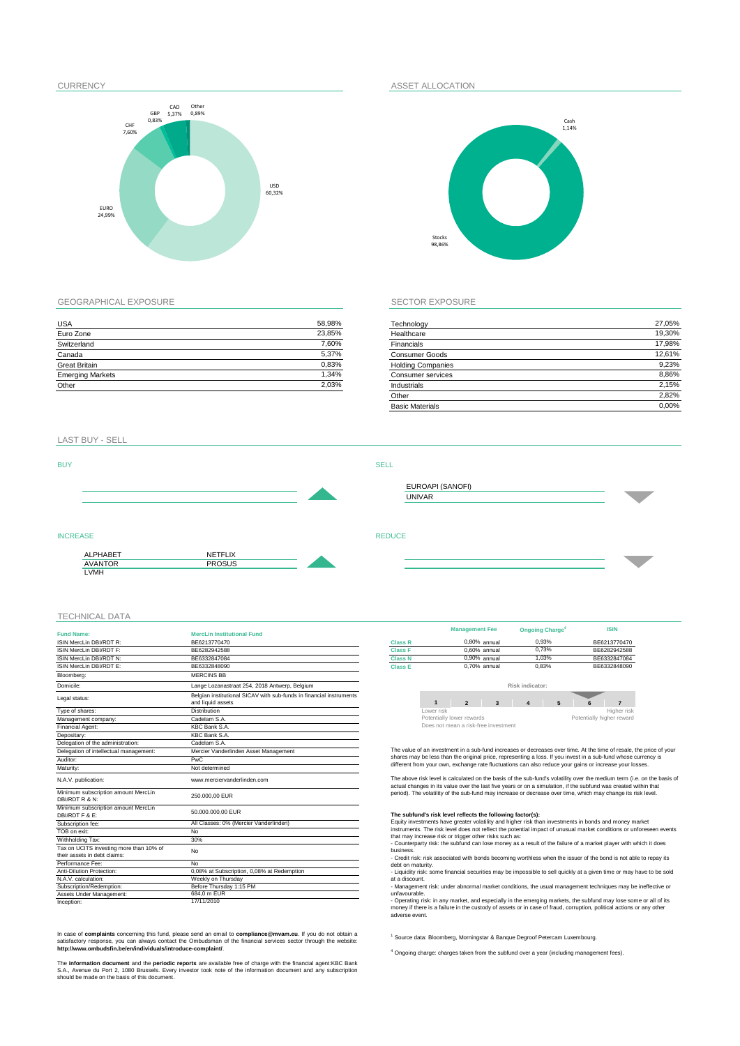## CURRENCY

CAD 5,37%
Other 0,89%
GBP 0,83%
CHF 7,60%
EURO 24,99%
USD 60,32%

## ASSET ALLOCATION

Cash 1,14%
Stocks 98,86%

## GEOGRAPHICAL EXPOSURE

| | |
|---|---|
| USA | 58,98% |
| Euro Zone | 23,85% |
| Switzerland | 7,60% |
| Canada | 5,37% |
| Great Britain | 0,83% |
| Emerging Markets | 1,34% |
| Other | 2,03% |

## SECTOR EXPOSURE

| | |
|---|---|
| Technology | 27,05% |
| Healthcare | 19,30% |
| Financials | 17,98% |
| Consumer Goods | 12,61% |
| Holding Companies | 9,23% |
| Consumer services | 8,86% |
| Industrials | 2,15% |
| Other | 2,82% |
| Basic Materials | 0,00% |

## LAST BUY - SELL

### BUY

### SELL

EUROAPI (SANOFI)
UNIVAR

### INCREASE

ALPHABET
AVANTOR
LVMH
NETFLIX
PROSUS

### REDUCE

## TECHNICAL DATA

| Fund Name: | MercLin Institutional Fund |
|---|---|
| ISIN MercLin DBI/RDT R: | BE6213770470 |
| ISIN MercLin DBI/RDT F: | BE6282942588 |
| ISIN MercLin DBI/RDT N: | BE6332847084 |
| ISIN MercLin DBI/RDT E: | BE6332848090 |
| Bloomberg: | MERCINS BB |
| Domicile: | Lange Lozanastraat 254, 2018 Antwerp, Belgium |
| Legal status: | Belgian institutional SICAV with sub-funds in financial instruments and liquid assets |
| Type of shares: | Distribution |
| Management company: | Cadelam S.A. |
| Financial Agent: | KBC Bank S.A. |
| Depositary: | KBC Bank S.A. |
| Delegation of the administration: | Cadelam S.A. |
| Delegation of intellectual management: | Mercier Vanderlinden Asset Management |
| Auditor: | PwC |
| Maturity: | Not determined |
| N.A.V. publication: | www.merciervanderlinden.com |
| Minimum subscription amount MercLin DBI/RDT R & N: | 250.000,00 EUR |
| Minimum subscription amount MercLin DBI/RDT F & E: | 50.000.000,00 EUR |
| Subscription fee: | All Classes: 0% (Mercier Vanderlinden) |
| TOB on exit: | No |
| Withholding Tax: | 30% |
| Tax on UCITS investing more than 10% of their assets in debt claims: | No |
| Performance Fee: | No |
| Anti-Dilution Protection: | 0,08% at Subscription, 0,08% at Redemption |
| N.A.V. calculation: | Weekly on Thursday |
| Subscription/Redemption: | Before Thursday 1:15 PM |
| Assets Under Management: | 684,0 m EUR |
| Inception: | 17/11/2010 |

| | Management Fee | Ongoing Charge[4] | ISIN |
|---|---|---|---|
| Class R | 0,80% annual | 0,93% | BE6213770470 |
| Class F | 0,60% annual | 0,73% | BE6282942588 |
| Class N | 0,90% annual | 1,03% | BE6332847084 |
| Class E | 0,70% annual | 0,83% | BE6332848090 |

Risk indicator:

| 1 | 2 | 3 | 4 | 5 | 6 | 7 |
|---|---|---|---|---|---|---|

Lower risk — Higher risk
Potentially lower rewards — Potentially higher reward
Does not mean a risk-free investment

The value of an investment in a sub-fund increases or decreases over time. At the time of resale, the price of your shares may be less than the original price, representing a loss. If you invest in a sub-fund whose currency is different from your own, exchange rate fluctuations can also reduce your gains or increase your losses.

The above risk level is calculated on the basis of the sub-fund's volatility over the medium term (i.e. on the basis of actual changes in its value over the last five years or on a simulation, if the subfund was created within that period). The volatility of the sub-fund may increase or decrease over time, which may change its risk level.

**The subfund's risk level reflects the following factor(s):**
Equity investments have greater volatility and higher risk than investments in bonds and money market instruments. The risk level does not reflect the potential impact of unusual market conditions or unforeseen events that may increase risk or trigger other risks such as:
- Counterparty risk: the subfund can lose money as a result of the failure of a market player with which it does business.
- Credit risk: risk associated with bonds becoming worthless when the issuer of the bond is not able to repay its debt on maturity.
- Liquidity risk: some financial securities may be impossible to sell quickly at a given time or may have to be sold at a discount.
- Management risk: under abnormal market conditions, the usual management techniques may be ineffective or unfavourable.
- Operating risk: in any market, and especially in the emerging markets, the subfund may lose some or all of its money if there is a failure in the custody of assets or in case of fraud, corruption, political actions or any other adverse event.

In case of **complaints** concerning this fund, please send an email to **compliance@mvam.eu**. If you do not obtain a satisfactory response, you can always contact the Ombudsman of the financial services sector through the website: **http://www.ombudsfin.be/en/individuals/introduce-complaint/**.

The **information document** and the **periodic reports** are available free of charge with the financial agent:KBC Bank S.A., Avenue du Port 2, 1080 Brussels. Every investor took note of the information document and any subscription should be made on the basis of this document.

[1] Source data: Bloomberg, Morningstar & Banque Degroof Petercam Luxembourg.

[4] Ongoing charge: charges taken from the subfund over a year (including management fees).